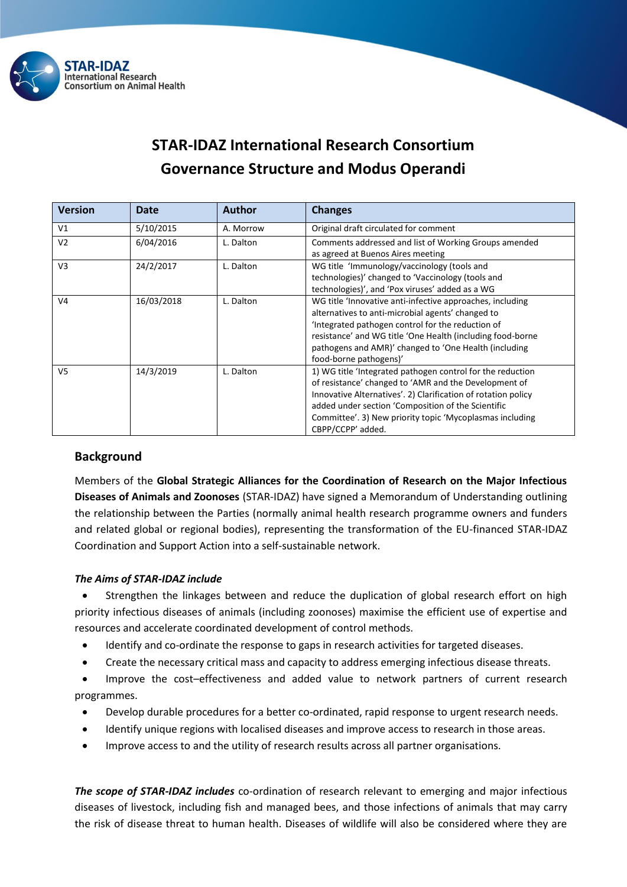# STAR-IDAZ International Research Consortium
# Governance Structure and Modus Operandi

| Version | Date | Author | Changes |
|---|---|---|---|
| V1 | 5/10/2015 | A. Morrow | Original draft circulated for comment |
| V2 | 6/04/2016 | L. Dalton | Comments addressed and list of Working Groups amended as agreed at Buenos Aires meeting |
| V3 | 24/2/2017 | L. Dalton | WG title 'Immunology/vaccinology (tools and technologies)' changed to 'Vaccinology (tools and technologies)', and 'Pox viruses' added as a WG |
| V4 | 16/03/2018 | L. Dalton | WG title 'Innovative anti-infective approaches, including alternatives to anti-microbial agents' changed to 'Integrated pathogen control for the reduction of resistance' and WG title 'One Health (including food-borne pathogens and AMR)' changed to 'One Health (including food-borne pathogens)' |
| V5 | 14/3/2019 | L. Dalton | 1) WG title 'Integrated pathogen control for the reduction of resistance' changed to 'AMR and the Development of Innovative Alternatives'. 2) Clarification of rotation policy added under section 'Composition of the Scientific Committee'. 3) New priority topic 'Mycoplasmas including CBPP/CCPP' added. |

## Background

Members of the **Global Strategic Alliances for the Coordination of Research on the Major Infectious Diseases of Animals and Zoonoses** (STAR-IDAZ) have signed a Memorandum of Understanding outlining the relationship between the Parties (normally animal health research programme owners and funders and related global or regional bodies), representing the transformation of the EU-financed STAR-IDAZ Coordination and Support Action into a self-sustainable network.

***The Aims of STAR-IDAZ include***

- Strengthen the linkages between and reduce the duplication of global research effort on high priority infectious diseases of animals (including zoonoses) maximise the efficient use of expertise and resources and accelerate coordinated development of control methods.
- Identify and co-ordinate the response to gaps in research activities for targeted diseases.
- Create the necessary critical mass and capacity to address emerging infectious disease threats.
- Improve the cost–effectiveness and added value to network partners of current research programmes.
- Develop durable procedures for a better co-ordinated, rapid response to urgent research needs.
- Identify unique regions with localised diseases and improve access to research in those areas.
- Improve access to and the utility of research results across all partner organisations.

***The scope of STAR-IDAZ includes*** co-ordination of research relevant to emerging and major infectious diseases of livestock, including fish and managed bees, and those infections of animals that may carry the risk of disease threat to human health. Diseases of wildlife will also be considered where they are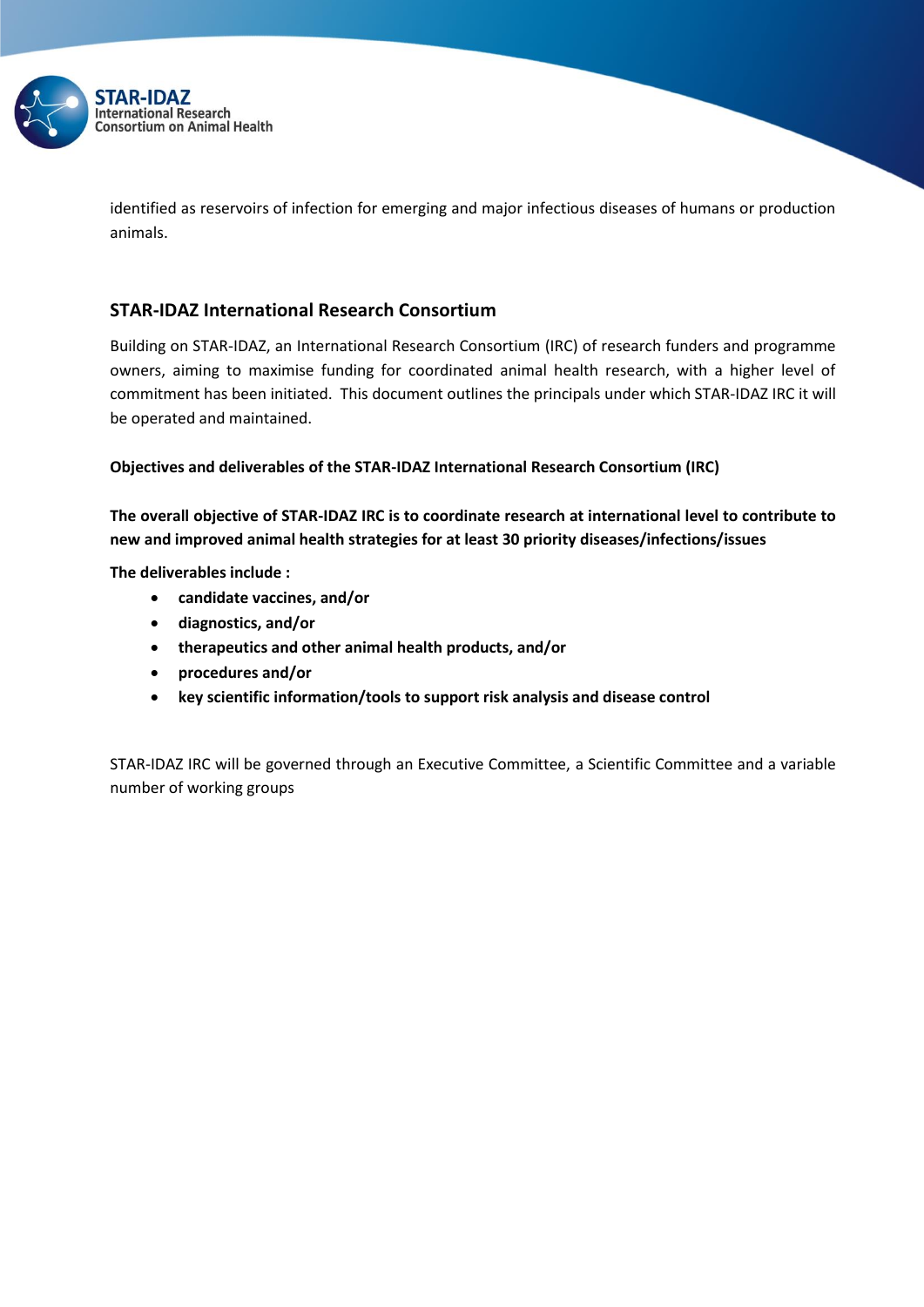identified as reservoirs of infection for emerging and major infectious diseases of humans or production animals.

## STAR-IDAZ International Research Consortium

Building on STAR-IDAZ, an International Research Consortium (IRC) of research funders and programme owners, aiming to maximise funding for coordinated animal health research, with a higher level of commitment has been initiated. This document outlines the principals under which STAR-IDAZ IRC it will be operated and maintained.

**Objectives and deliverables of the STAR-IDAZ International Research Consortium (IRC)**

**The overall objective of STAR-IDAZ IRC is to coordinate research at international level to contribute to new and improved animal health strategies for at least 30 priority diseases/infections/issues**

**The deliverables include :**

- **candidate vaccines, and/or**
- **diagnostics, and/or**
- **therapeutics and other animal health products, and/or**
- **procedures and/or**
- **key scientific information/tools to support risk analysis and disease control**

STAR-IDAZ IRC will be governed through an Executive Committee, a Scientific Committee and a variable number of working groups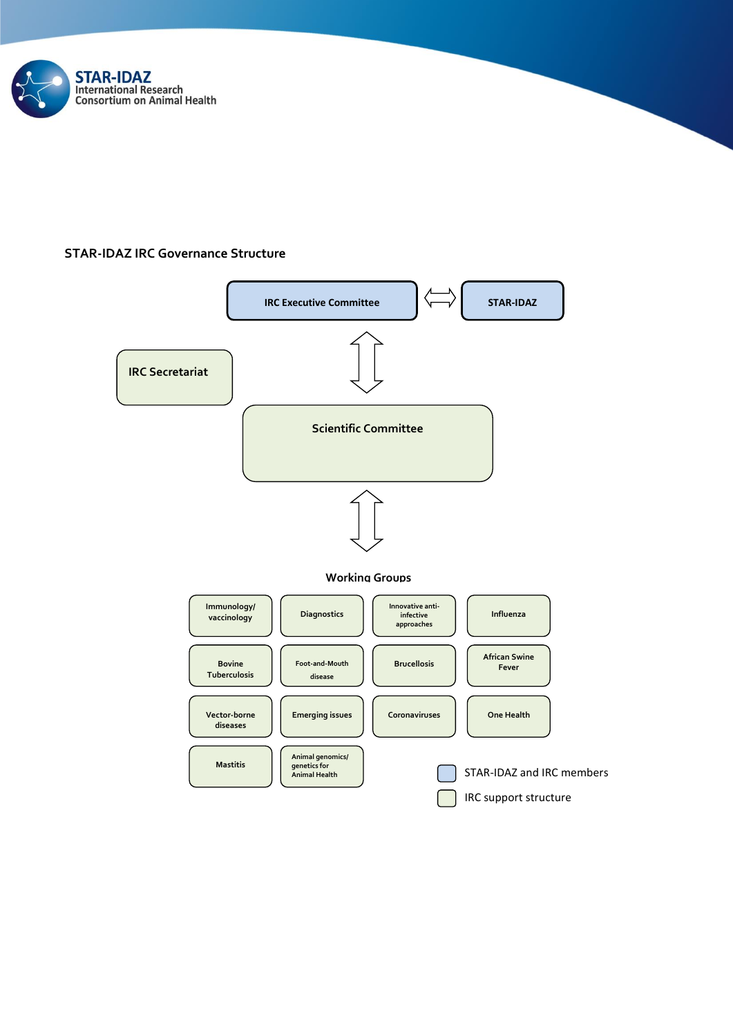## STAR-IDAZ IRC Governance Structure

IRC Executive Committee ⟺ STAR-IDAZ

IRC Secretariat

Scientific Committee

Working Groups

- Immunology/ vaccinology
- Diagnostics
- Innovative anti-infective approaches
- Influenza
- Bovine Tuberculosis
- Foot-and-Mouth disease
- Brucellosis
- African Swine Fever
- Vector-borne diseases
- Emerging issues
- Coronaviruses
- One Health
- Mastitis
- Animal genomics/ genetics for Animal Health

Legend:

- STAR-IDAZ and IRC members
- IRC support structure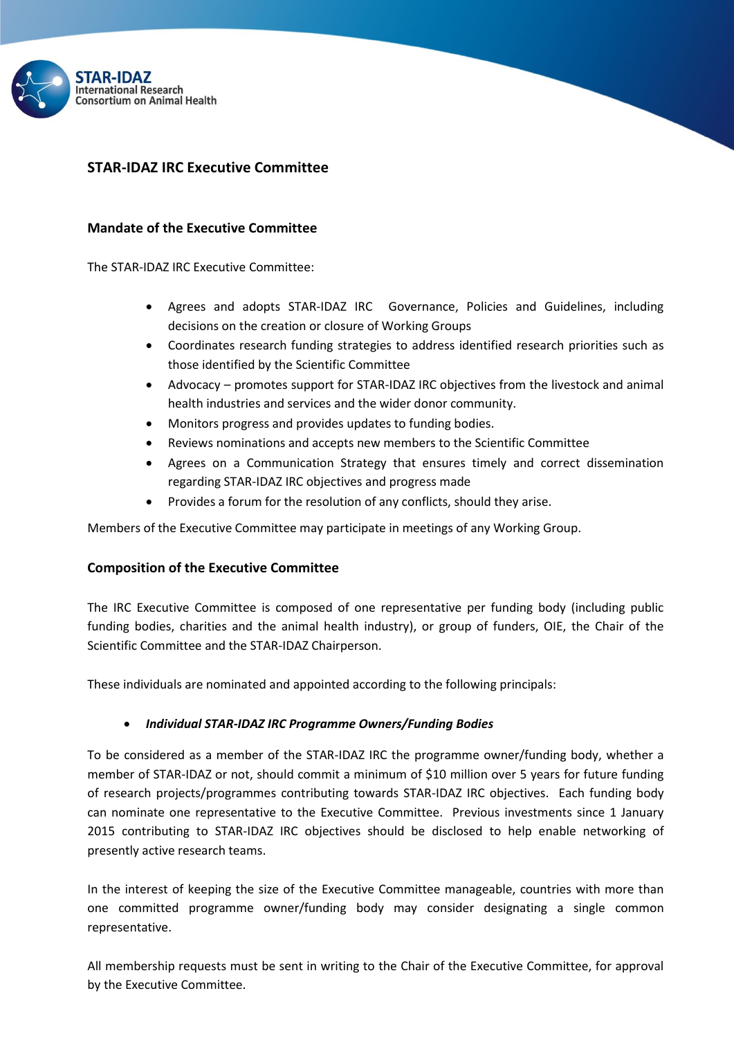## STAR-IDAZ IRC Executive Committee

### Mandate of the Executive Committee

The STAR-IDAZ IRC Executive Committee:

- Agrees and adopts STAR-IDAZ IRC Governance, Policies and Guidelines, including decisions on the creation or closure of Working Groups
- Coordinates research funding strategies to address identified research priorities such as those identified by the Scientific Committee
- Advocacy – promotes support for STAR-IDAZ IRC objectives from the livestock and animal health industries and services and the wider donor community.
- Monitors progress and provides updates to funding bodies.
- Reviews nominations and accepts new members to the Scientific Committee
- Agrees on a Communication Strategy that ensures timely and correct dissemination regarding STAR-IDAZ IRC objectives and progress made
- Provides a forum for the resolution of any conflicts, should they arise.

Members of the Executive Committee may participate in meetings of any Working Group.

### Composition of the Executive Committee

The IRC Executive Committee is composed of one representative per funding body (including public funding bodies, charities and the animal health industry), or group of funders, OIE, the Chair of the Scientific Committee and the STAR-IDAZ Chairperson.

These individuals are nominated and appointed according to the following principals:

- ***Individual STAR-IDAZ IRC Programme Owners/Funding Bodies***

To be considered as a member of the STAR-IDAZ IRC the programme owner/funding body, whether a member of STAR-IDAZ or not, should commit a minimum of $10 million over 5 years for future funding of research projects/programmes contributing towards STAR-IDAZ IRC objectives. Each funding body can nominate one representative to the Executive Committee. Previous investments since 1 January 2015 contributing to STAR-IDAZ IRC objectives should be disclosed to help enable networking of presently active research teams.

In the interest of keeping the size of the Executive Committee manageable, countries with more than one committed programme owner/funding body may consider designating a single common representative.

All membership requests must be sent in writing to the Chair of the Executive Committee, for approval by the Executive Committee.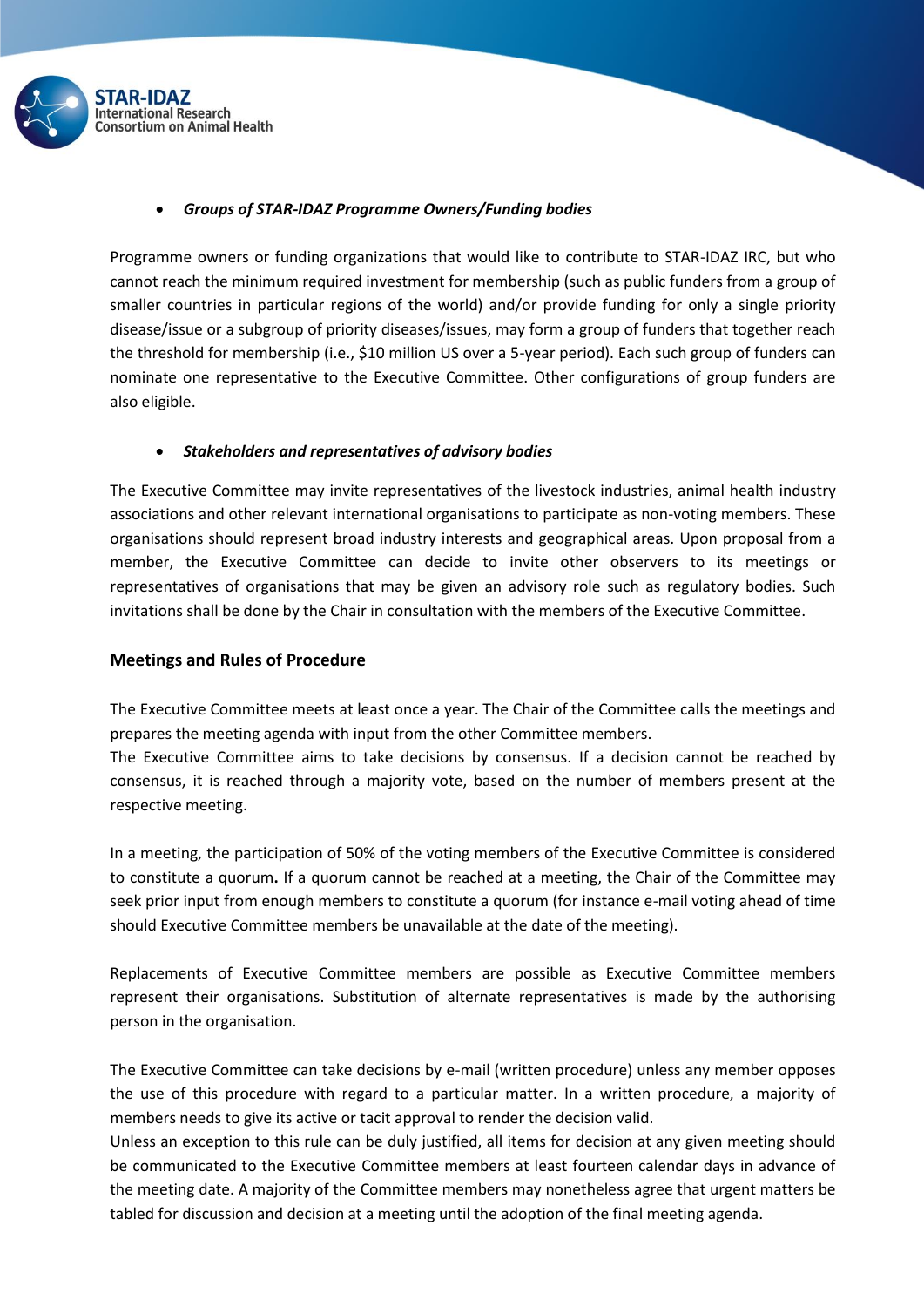- ***Groups of STAR-IDAZ Programme Owners/Funding bodies***

Programme owners or funding organizations that would like to contribute to STAR-IDAZ IRC, but who cannot reach the minimum required investment for membership (such as public funders from a group of smaller countries in particular regions of the world) and/or provide funding for only a single priority disease/issue or a subgroup of priority diseases/issues, may form a group of funders that together reach the threshold for membership (i.e., $10 million US over a 5-year period). Each such group of funders can nominate one representative to the Executive Committee. Other configurations of group funders are also eligible.

- ***Stakeholders and representatives of advisory bodies***

The Executive Committee may invite representatives of the livestock industries, animal health industry associations and other relevant international organisations to participate as non-voting members. These organisations should represent broad industry interests and geographical areas. Upon proposal from a member, the Executive Committee can decide to invite other observers to its meetings or representatives of organisations that may be given an advisory role such as regulatory bodies. Such invitations shall be done by the Chair in consultation with the members of the Executive Committee.

## Meetings and Rules of Procedure

The Executive Committee meets at least once a year. The Chair of the Committee calls the meetings and prepares the meeting agenda with input from the other Committee members.
The Executive Committee aims to take decisions by consensus. If a decision cannot be reached by consensus, it is reached through a majority vote, based on the number of members present at the respective meeting.

In a meeting, the participation of 50% of the voting members of the Executive Committee is considered to constitute a quorum**.** If a quorum cannot be reached at a meeting, the Chair of the Committee may seek prior input from enough members to constitute a quorum (for instance e-mail voting ahead of time should Executive Committee members be unavailable at the date of the meeting).

Replacements of Executive Committee members are possible as Executive Committee members represent their organisations. Substitution of alternate representatives is made by the authorising person in the organisation.

The Executive Committee can take decisions by e-mail (written procedure) unless any member opposes the use of this procedure with regard to a particular matter. In a written procedure, a majority of members needs to give its active or tacit approval to render the decision valid.
Unless an exception to this rule can be duly justified, all items for decision at any given meeting should be communicated to the Executive Committee members at least fourteen calendar days in advance of the meeting date. A majority of the Committee members may nonetheless agree that urgent matters be tabled for discussion and decision at a meeting until the adoption of the final meeting agenda.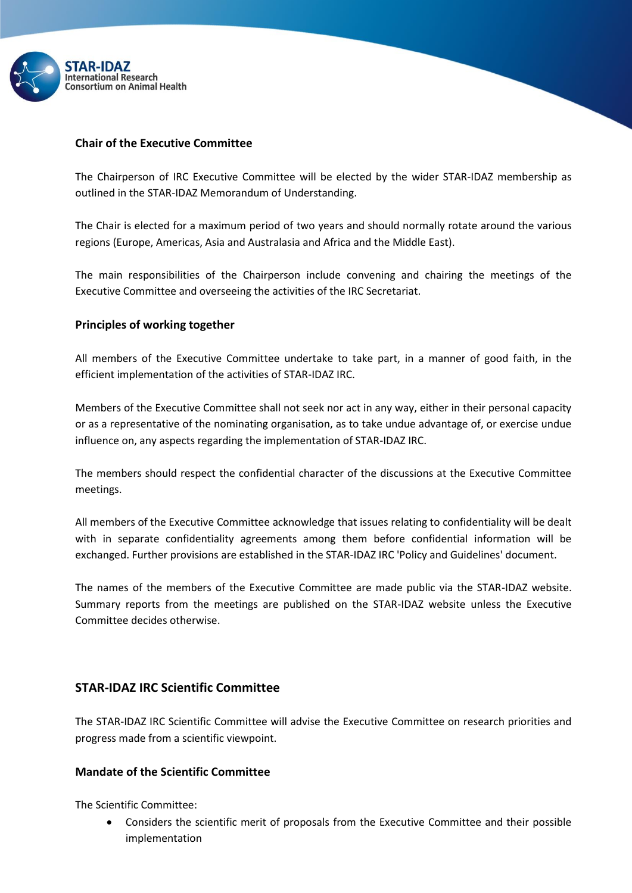### Chair of the Executive Committee

The Chairperson of IRC Executive Committee will be elected by the wider STAR-IDAZ membership as outlined in the STAR-IDAZ Memorandum of Understanding.

The Chair is elected for a maximum period of two years and should normally rotate around the various regions (Europe, Americas, Asia and Australasia and Africa and the Middle East).

The main responsibilities of the Chairperson include convening and chairing the meetings of the Executive Committee and overseeing the activities of the IRC Secretariat.

### Principles of working together

All members of the Executive Committee undertake to take part, in a manner of good faith, in the efficient implementation of the activities of STAR-IDAZ IRC.

Members of the Executive Committee shall not seek nor act in any way, either in their personal capacity or as a representative of the nominating organisation, as to take undue advantage of, or exercise undue influence on, any aspects regarding the implementation of STAR-IDAZ IRC.

The members should respect the confidential character of the discussions at the Executive Committee meetings.

All members of the Executive Committee acknowledge that issues relating to confidentiality will be dealt with in separate confidentiality agreements among them before confidential information will be exchanged. Further provisions are established in the STAR-IDAZ IRC 'Policy and Guidelines' document.

The names of the members of the Executive Committee are made public via the STAR-IDAZ website. Summary reports from the meetings are published on the STAR-IDAZ website unless the Executive Committee decides otherwise.

## STAR-IDAZ IRC Scientific Committee

The STAR-IDAZ IRC Scientific Committee will advise the Executive Committee on research priorities and progress made from a scientific viewpoint.

### Mandate of the Scientific Committee

The Scientific Committee:

- Considers the scientific merit of proposals from the Executive Committee and their possible implementation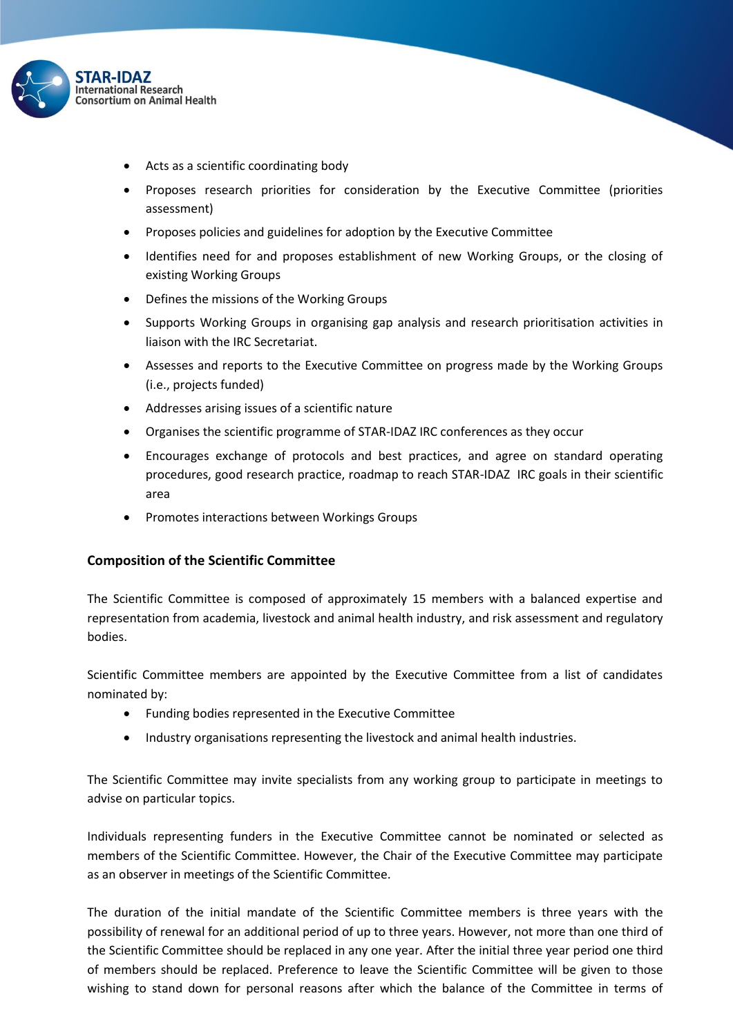- Acts as a scientific coordinating body
- Proposes research priorities for consideration by the Executive Committee (priorities assessment)
- Proposes policies and guidelines for adoption by the Executive Committee
- Identifies need for and proposes establishment of new Working Groups, or the closing of existing Working Groups
- Defines the missions of the Working Groups
- Supports Working Groups in organising gap analysis and research prioritisation activities in liaison with the IRC Secretariat.
- Assesses and reports to the Executive Committee on progress made by the Working Groups (i.e., projects funded)
- Addresses arising issues of a scientific nature
- Organises the scientific programme of STAR-IDAZ IRC conferences as they occur
- Encourages exchange of protocols and best practices, and agree on standard operating procedures, good research practice, roadmap to reach STAR-IDAZ IRC goals in their scientific area
- Promotes interactions between Workings Groups

### Composition of the Scientific Committee

The Scientific Committee is composed of approximately 15 members with a balanced expertise and representation from academia, livestock and animal health industry, and risk assessment and regulatory bodies.

Scientific Committee members are appointed by the Executive Committee from a list of candidates nominated by:

- Funding bodies represented in the Executive Committee
- Industry organisations representing the livestock and animal health industries.

The Scientific Committee may invite specialists from any working group to participate in meetings to advise on particular topics.

Individuals representing funders in the Executive Committee cannot be nominated or selected as members of the Scientific Committee. However, the Chair of the Executive Committee may participate as an observer in meetings of the Scientific Committee.

The duration of the initial mandate of the Scientific Committee members is three years with the possibility of renewal for an additional period of up to three years. However, not more than one third of the Scientific Committee should be replaced in any one year. After the initial three year period one third of members should be replaced. Preference to leave the Scientific Committee will be given to those wishing to stand down for personal reasons after which the balance of the Committee in terms of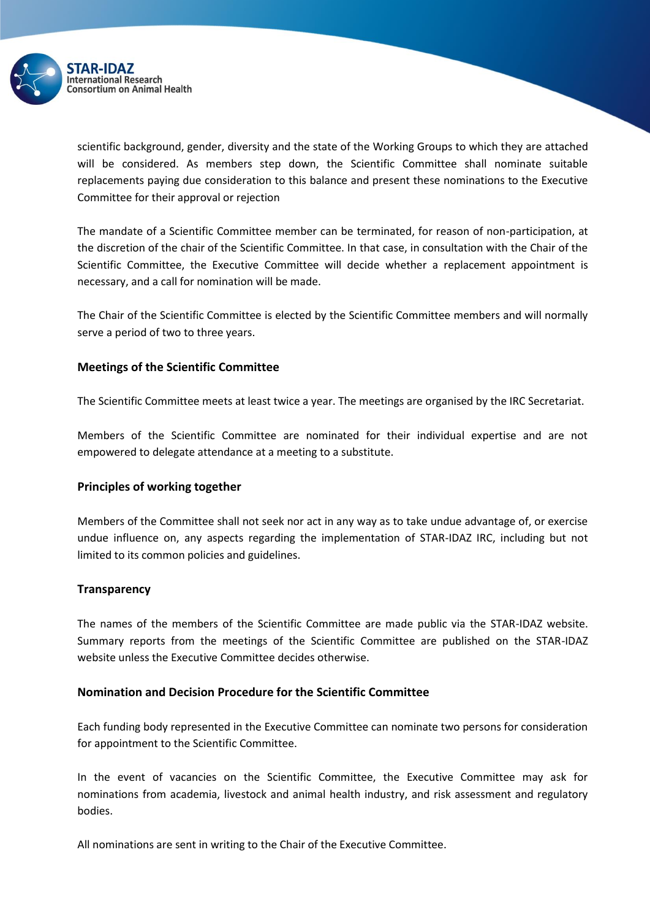scientific background, gender, diversity and the state of the Working Groups to which they are attached will be considered. As members step down, the Scientific Committee shall nominate suitable replacements paying due consideration to this balance and present these nominations to the Executive Committee for their approval or rejection

The mandate of a Scientific Committee member can be terminated, for reason of non-participation, at the discretion of the chair of the Scientific Committee. In that case, in consultation with the Chair of the Scientific Committee, the Executive Committee will decide whether a replacement appointment is necessary, and a call for nomination will be made.

The Chair of the Scientific Committee is elected by the Scientific Committee members and will normally serve a period of two to three years.

### Meetings of the Scientific Committee

The Scientific Committee meets at least twice a year. The meetings are organised by the IRC Secretariat.

Members of the Scientific Committee are nominated for their individual expertise and are not empowered to delegate attendance at a meeting to a substitute.

### Principles of working together

Members of the Committee shall not seek nor act in any way as to take undue advantage of, or exercise undue influence on, any aspects regarding the implementation of STAR-IDAZ IRC, including but not limited to its common policies and guidelines.

### Transparency

The names of the members of the Scientific Committee are made public via the STAR-IDAZ website. Summary reports from the meetings of the Scientific Committee are published on the STAR-IDAZ website unless the Executive Committee decides otherwise.

### Nomination and Decision Procedure for the Scientific Committee

Each funding body represented in the Executive Committee can nominate two persons for consideration for appointment to the Scientific Committee.

In the event of vacancies on the Scientific Committee, the Executive Committee may ask for nominations from academia, livestock and animal health industry, and risk assessment and regulatory bodies.

All nominations are sent in writing to the Chair of the Executive Committee.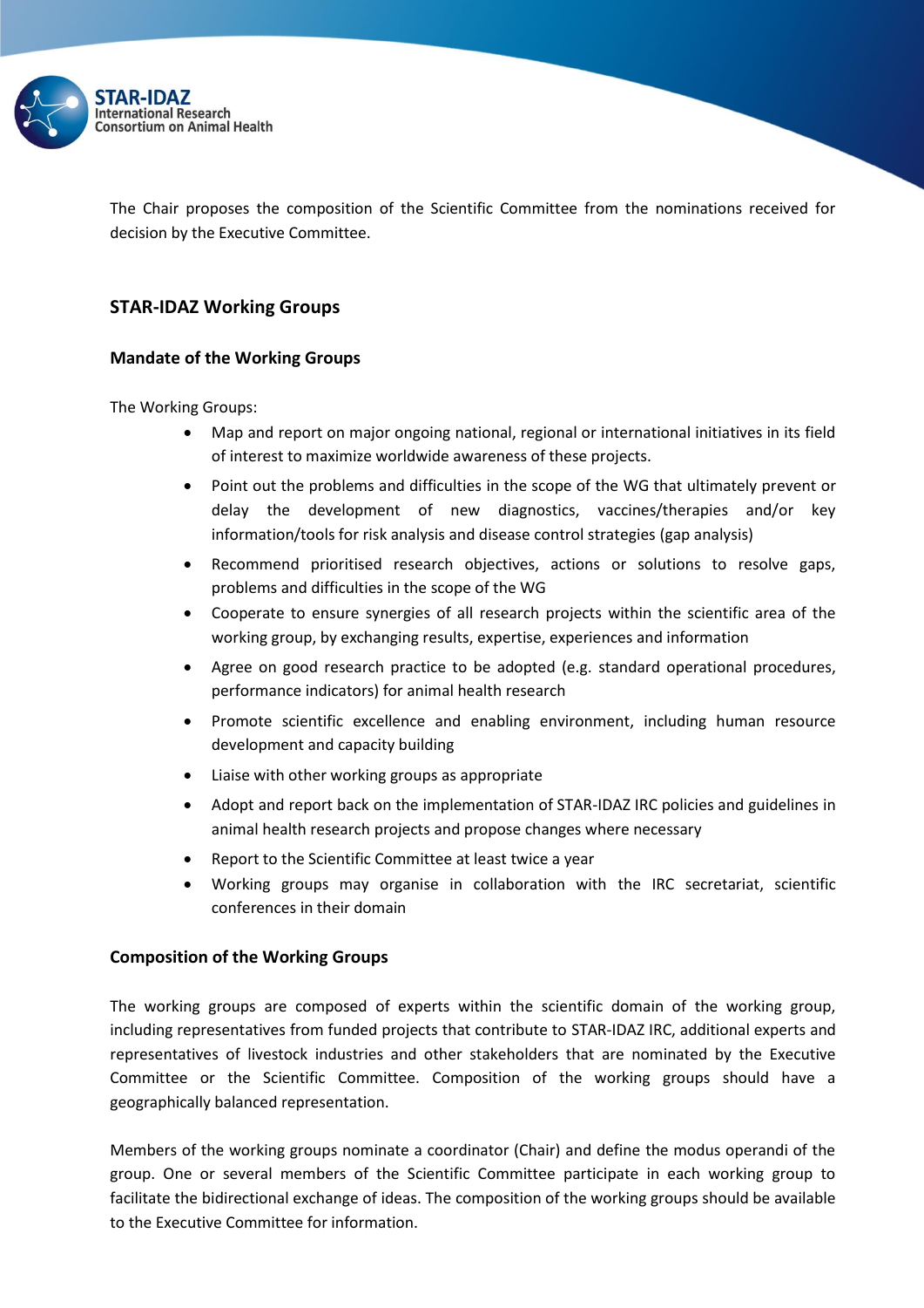The Chair proposes the composition of the Scientific Committee from the nominations received for decision by the Executive Committee.

## STAR-IDAZ Working Groups

### Mandate of the Working Groups

The Working Groups:

- Map and report on major ongoing national, regional or international initiatives in its field of interest to maximize worldwide awareness of these projects.
- Point out the problems and difficulties in the scope of the WG that ultimately prevent or delay the development of new diagnostics, vaccines/therapies and/or key information/tools for risk analysis and disease control strategies (gap analysis)
- Recommend prioritised research objectives, actions or solutions to resolve gaps, problems and difficulties in the scope of the WG
- Cooperate to ensure synergies of all research projects within the scientific area of the working group, by exchanging results, expertise, experiences and information
- Agree on good research practice to be adopted (e.g. standard operational procedures, performance indicators) for animal health research
- Promote scientific excellence and enabling environment, including human resource development and capacity building
- Liaise with other working groups as appropriate
- Adopt and report back on the implementation of STAR-IDAZ IRC policies and guidelines in animal health research projects and propose changes where necessary
- Report to the Scientific Committee at least twice a year
- Working groups may organise in collaboration with the IRC secretariat, scientific conferences in their domain

### Composition of the Working Groups

The working groups are composed of experts within the scientific domain of the working group, including representatives from funded projects that contribute to STAR-IDAZ IRC, additional experts and representatives of livestock industries and other stakeholders that are nominated by the Executive Committee or the Scientific Committee. Composition of the working groups should have a geographically balanced representation.

Members of the working groups nominate a coordinator (Chair) and define the modus operandi of the group. One or several members of the Scientific Committee participate in each working group to facilitate the bidirectional exchange of ideas. The composition of the working groups should be available to the Executive Committee for information.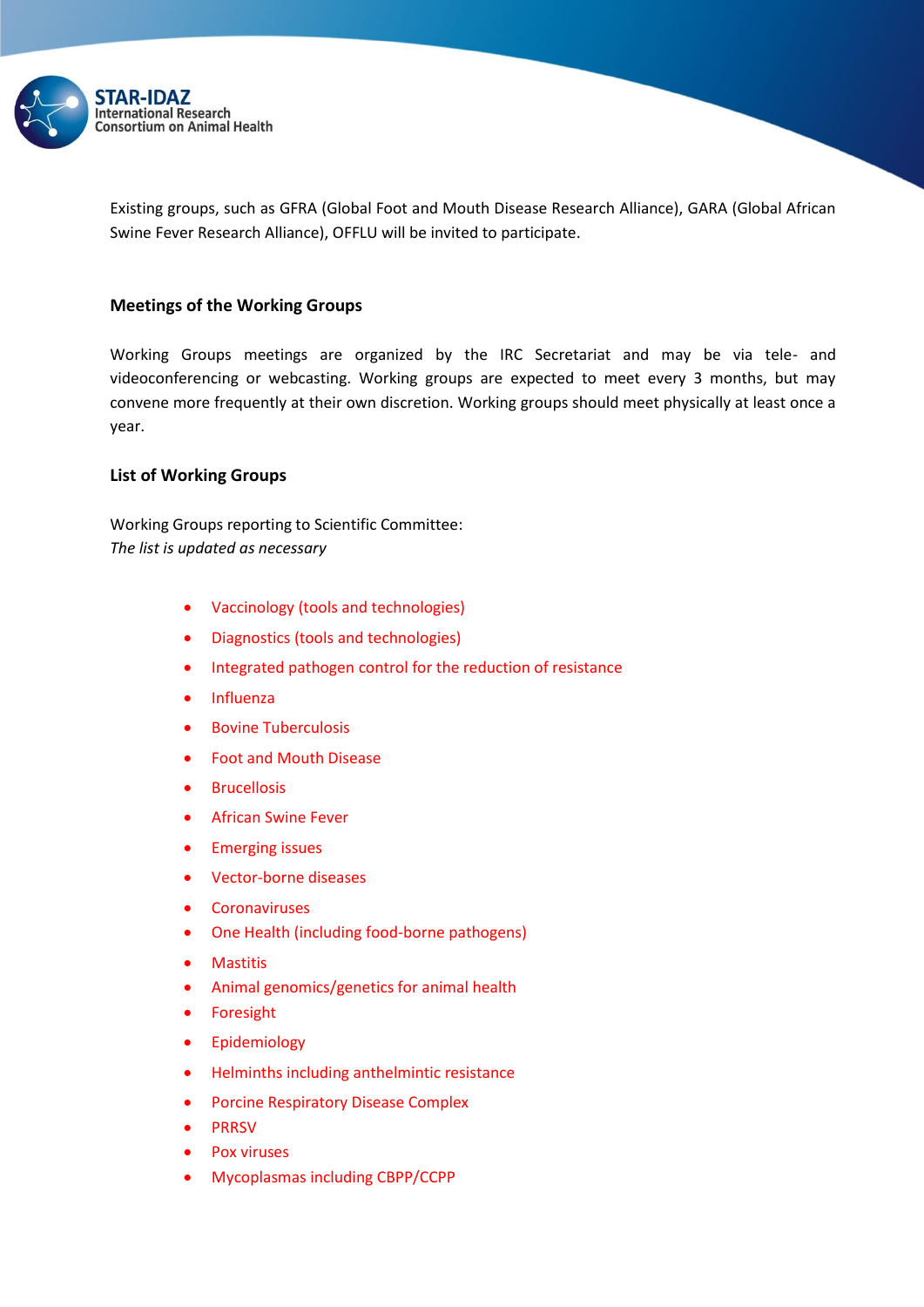Existing groups, such as GFRA (Global Foot and Mouth Disease Research Alliance), GARA (Global African Swine Fever Research Alliance), OFFLU will be invited to participate.

### Meetings of the Working Groups

Working Groups meetings are organized by the IRC Secretariat and may be via tele- and videoconferencing or webcasting. Working groups are expected to meet every 3 months, but may convene more frequently at their own discretion. Working groups should meet physically at least once a year.

### List of Working Groups

Working Groups reporting to Scientific Committee:
*The list is updated as necessary*

- Vaccinology (tools and technologies)
- Diagnostics (tools and technologies)
- Integrated pathogen control for the reduction of resistance
- Influenza
- Bovine Tuberculosis
- Foot and Mouth Disease
- Brucellosis
- African Swine Fever
- Emerging issues
- Vector-borne diseases
- Coronaviruses
- One Health (including food-borne pathogens)
- Mastitis
- Animal genomics/genetics for animal health
- Foresight
- Epidemiology
- Helminths including anthelmintic resistance
- Porcine Respiratory Disease Complex
- PRRSV
- Pox viruses
- Mycoplasmas including CBPP/CCPP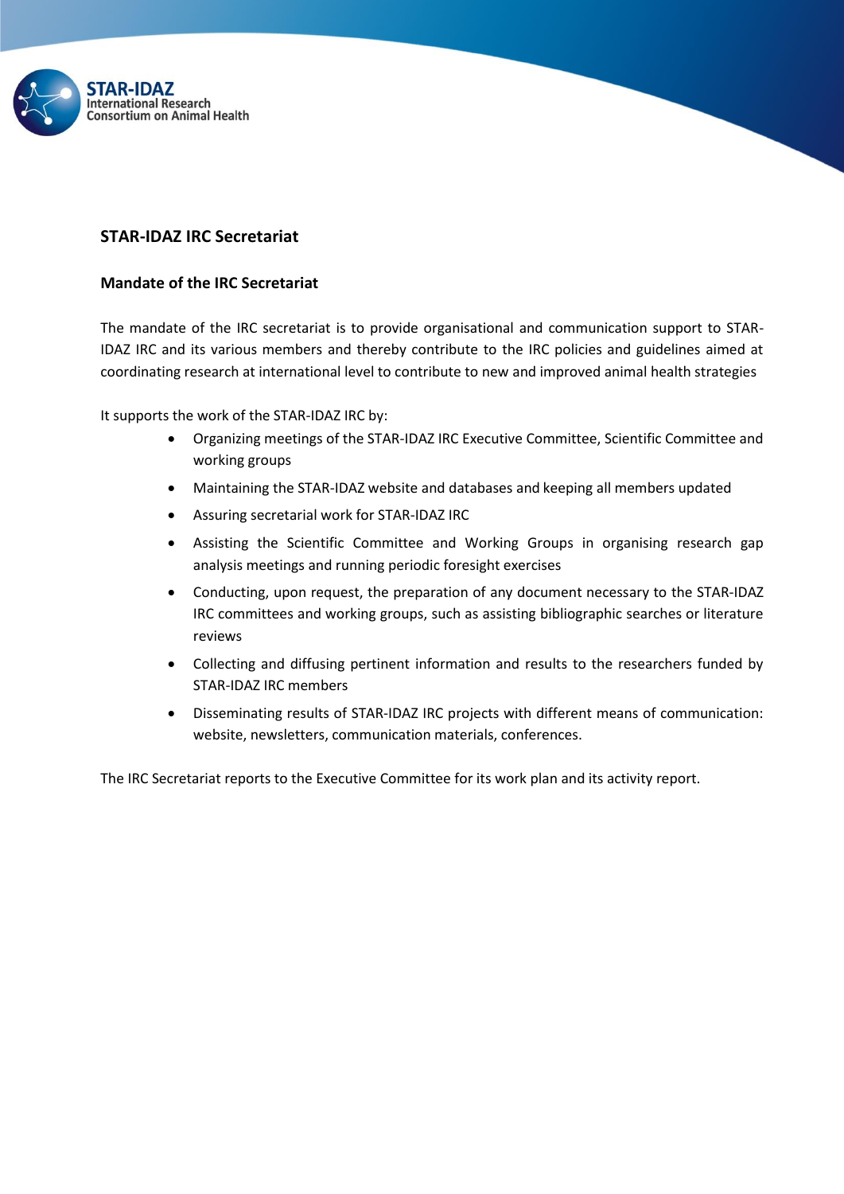## STAR-IDAZ IRC Secretariat

### Mandate of the IRC Secretariat

The mandate of the IRC secretariat is to provide organisational and communication support to STAR-IDAZ IRC and its various members and thereby contribute to the IRC policies and guidelines aimed at coordinating research at international level to contribute to new and improved animal health strategies

It supports the work of the STAR-IDAZ IRC by:

- Organizing meetings of the STAR-IDAZ IRC Executive Committee, Scientific Committee and working groups
- Maintaining the STAR-IDAZ website and databases and keeping all members updated
- Assuring secretarial work for STAR-IDAZ IRC
- Assisting the Scientific Committee and Working Groups in organising research gap analysis meetings and running periodic foresight exercises
- Conducting, upon request, the preparation of any document necessary to the STAR-IDAZ IRC committees and working groups, such as assisting bibliographic searches or literature reviews
- Collecting and diffusing pertinent information and results to the researchers funded by STAR-IDAZ IRC members
- Disseminating results of STAR-IDAZ IRC projects with different means of communication: website, newsletters, communication materials, conferences.

The IRC Secretariat reports to the Executive Committee for its work plan and its activity report.